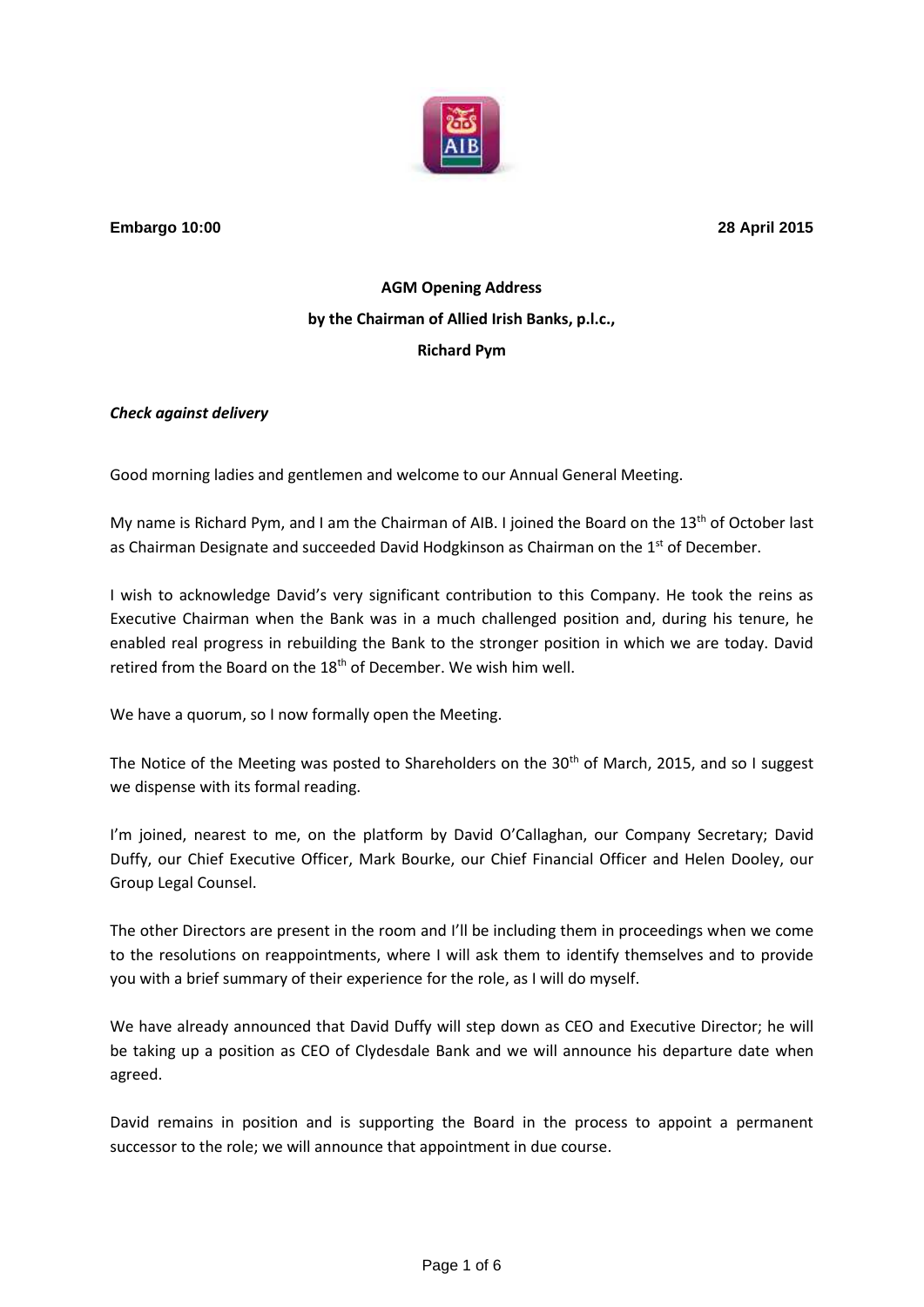**Embargo 10:00** **28 April 2015**

**AGM Opening Address**

**by the Chairman of Allied Irish Banks, p.l.c.,**

**Richard Pym**

***Check against delivery***

Good morning ladies and gentlemen and welcome to our Annual General Meeting.

My name is Richard Pym, and I am the Chairman of AIB. I joined the Board on the 13th of October last as Chairman Designate and succeeded David Hodgkinson as Chairman on the 1st of December.

I wish to acknowledge David's very significant contribution to this Company. He took the reins as Executive Chairman when the Bank was in a much challenged position and, during his tenure, he enabled real progress in rebuilding the Bank to the stronger position in which we are today. David retired from the Board on the 18th of December. We wish him well.

We have a quorum, so I now formally open the Meeting.

The Notice of the Meeting was posted to Shareholders on the 30th of March, 2015, and so I suggest we dispense with its formal reading.

I'm joined, nearest to me, on the platform by David O'Callaghan, our Company Secretary; David Duffy, our Chief Executive Officer, Mark Bourke, our Chief Financial Officer and Helen Dooley, our Group Legal Counsel.

The other Directors are present in the room and I'll be including them in proceedings when we come to the resolutions on reappointments, where I will ask them to identify themselves and to provide you with a brief summary of their experience for the role, as I will do myself.

We have already announced that David Duffy will step down as CEO and Executive Director; he will be taking up a position as CEO of Clydesdale Bank and we will announce his departure date when agreed.

David remains in position and is supporting the Board in the process to appoint a permanent successor to the role; we will announce that appointment in due course.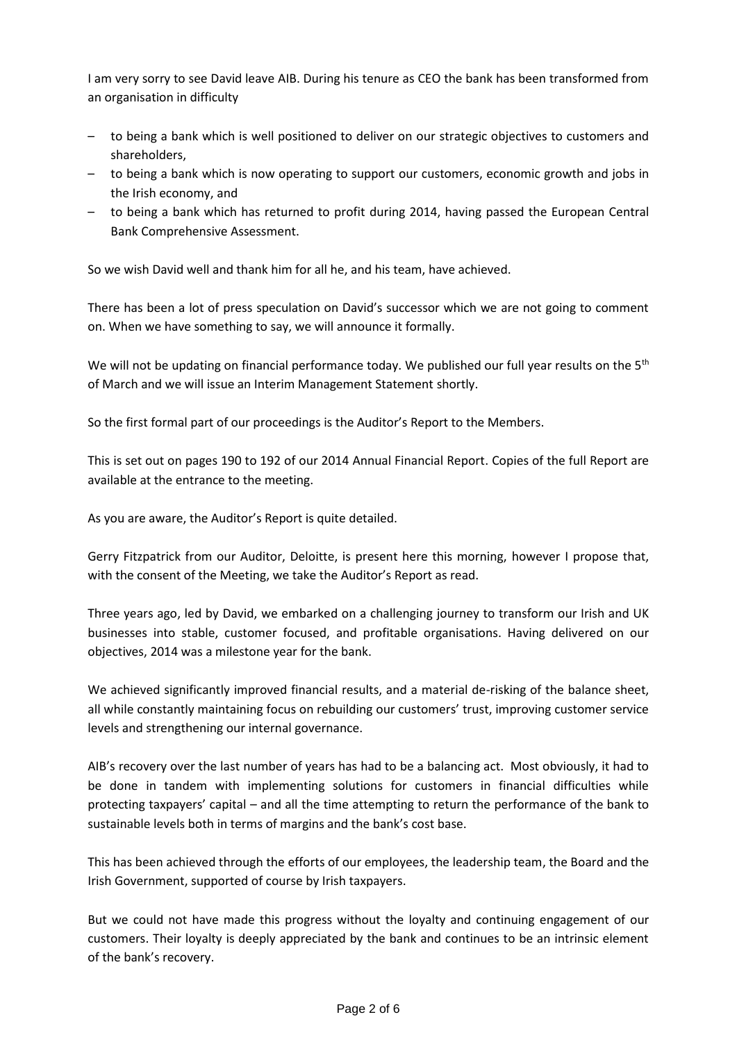I am very sorry to see David leave AIB. During his tenure as CEO the bank has been transformed from an organisation in difficulty

- to being a bank which is well positioned to deliver on our strategic objectives to customers and shareholders,
- to being a bank which is now operating to support our customers, economic growth and jobs in the Irish economy, and
- to being a bank which has returned to profit during 2014, having passed the European Central Bank Comprehensive Assessment.

So we wish David well and thank him for all he, and his team, have achieved.

There has been a lot of press speculation on David's successor which we are not going to comment on. When we have something to say, we will announce it formally.

We will not be updating on financial performance today. We published our full year results on the 5th of March and we will issue an Interim Management Statement shortly.

So the first formal part of our proceedings is the Auditor's Report to the Members.

This is set out on pages 190 to 192 of our 2014 Annual Financial Report. Copies of the full Report are available at the entrance to the meeting.

As you are aware, the Auditor's Report is quite detailed.

Gerry Fitzpatrick from our Auditor, Deloitte, is present here this morning, however I propose that, with the consent of the Meeting, we take the Auditor's Report as read.

Three years ago, led by David, we embarked on a challenging journey to transform our Irish and UK businesses into stable, customer focused, and profitable organisations. Having delivered on our objectives, 2014 was a milestone year for the bank.

We achieved significantly improved financial results, and a material de-risking of the balance sheet, all while constantly maintaining focus on rebuilding our customers' trust, improving customer service levels and strengthening our internal governance.

AIB's recovery over the last number of years has had to be a balancing act. Most obviously, it had to be done in tandem with implementing solutions for customers in financial difficulties while protecting taxpayers' capital – and all the time attempting to return the performance of the bank to sustainable levels both in terms of margins and the bank's cost base.

This has been achieved through the efforts of our employees, the leadership team, the Board and the Irish Government, supported of course by Irish taxpayers.

But we could not have made this progress without the loyalty and continuing engagement of our customers. Their loyalty is deeply appreciated by the bank and continues to be an intrinsic element of the bank's recovery.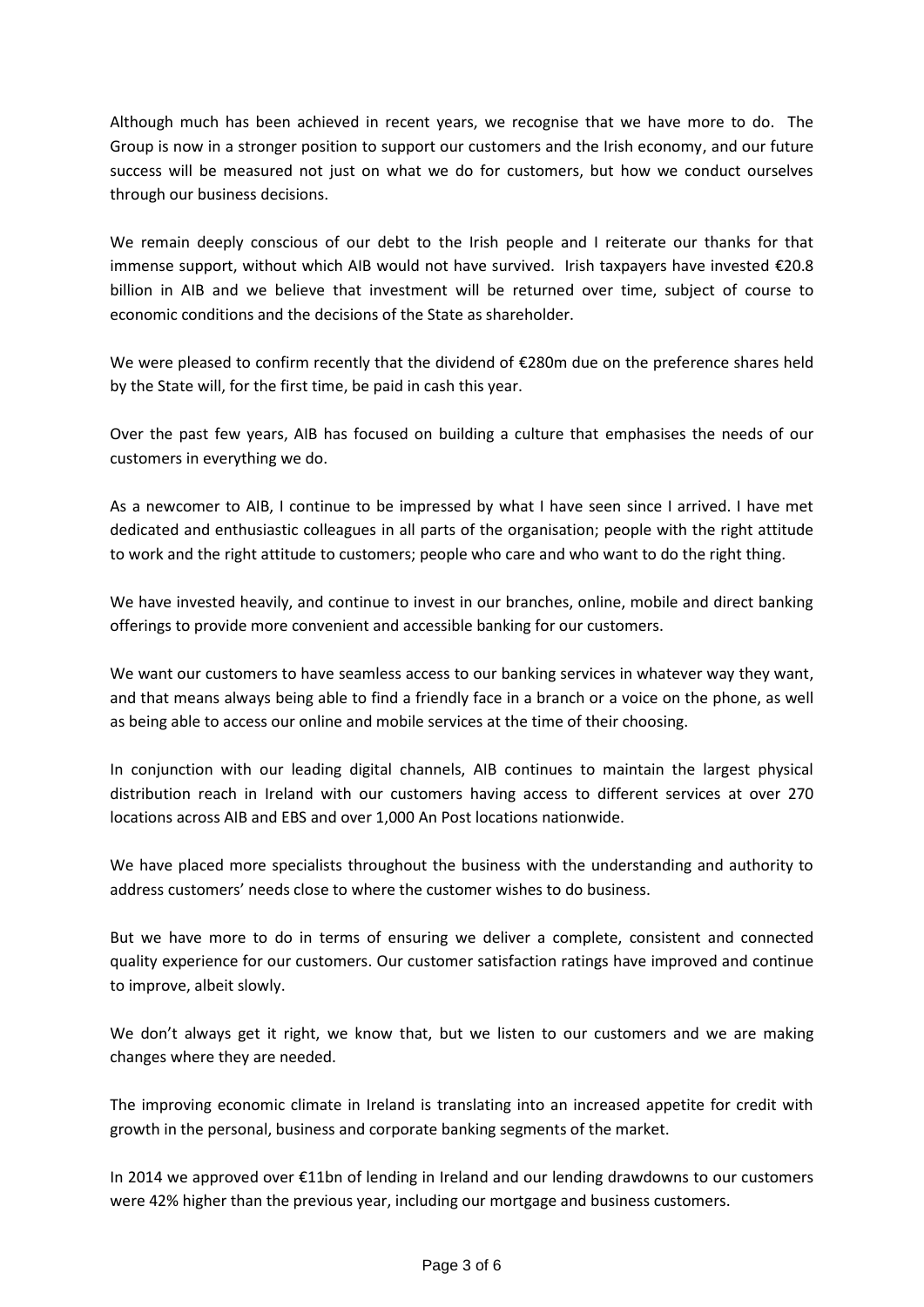Although much has been achieved in recent years, we recognise that we have more to do. The Group is now in a stronger position to support our customers and the Irish economy, and our future success will be measured not just on what we do for customers, but how we conduct ourselves through our business decisions.

We remain deeply conscious of our debt to the Irish people and I reiterate our thanks for that immense support, without which AIB would not have survived. Irish taxpayers have invested €20.8 billion in AIB and we believe that investment will be returned over time, subject of course to economic conditions and the decisions of the State as shareholder.

We were pleased to confirm recently that the dividend of €280m due on the preference shares held by the State will, for the first time, be paid in cash this year.

Over the past few years, AIB has focused on building a culture that emphasises the needs of our customers in everything we do.

As a newcomer to AIB, I continue to be impressed by what I have seen since I arrived. I have met dedicated and enthusiastic colleagues in all parts of the organisation; people with the right attitude to work and the right attitude to customers; people who care and who want to do the right thing.

We have invested heavily, and continue to invest in our branches, online, mobile and direct banking offerings to provide more convenient and accessible banking for our customers.

We want our customers to have seamless access to our banking services in whatever way they want, and that means always being able to find a friendly face in a branch or a voice on the phone, as well as being able to access our online and mobile services at the time of their choosing.

In conjunction with our leading digital channels, AIB continues to maintain the largest physical distribution reach in Ireland with our customers having access to different services at over 270 locations across AIB and EBS and over 1,000 An Post locations nationwide.

We have placed more specialists throughout the business with the understanding and authority to address customers' needs close to where the customer wishes to do business.

But we have more to do in terms of ensuring we deliver a complete, consistent and connected quality experience for our customers. Our customer satisfaction ratings have improved and continue to improve, albeit slowly.

We don't always get it right, we know that, but we listen to our customers and we are making changes where they are needed.

The improving economic climate in Ireland is translating into an increased appetite for credit with growth in the personal, business and corporate banking segments of the market.

In 2014 we approved over €11bn of lending in Ireland and our lending drawdowns to our customers were 42% higher than the previous year, including our mortgage and business customers.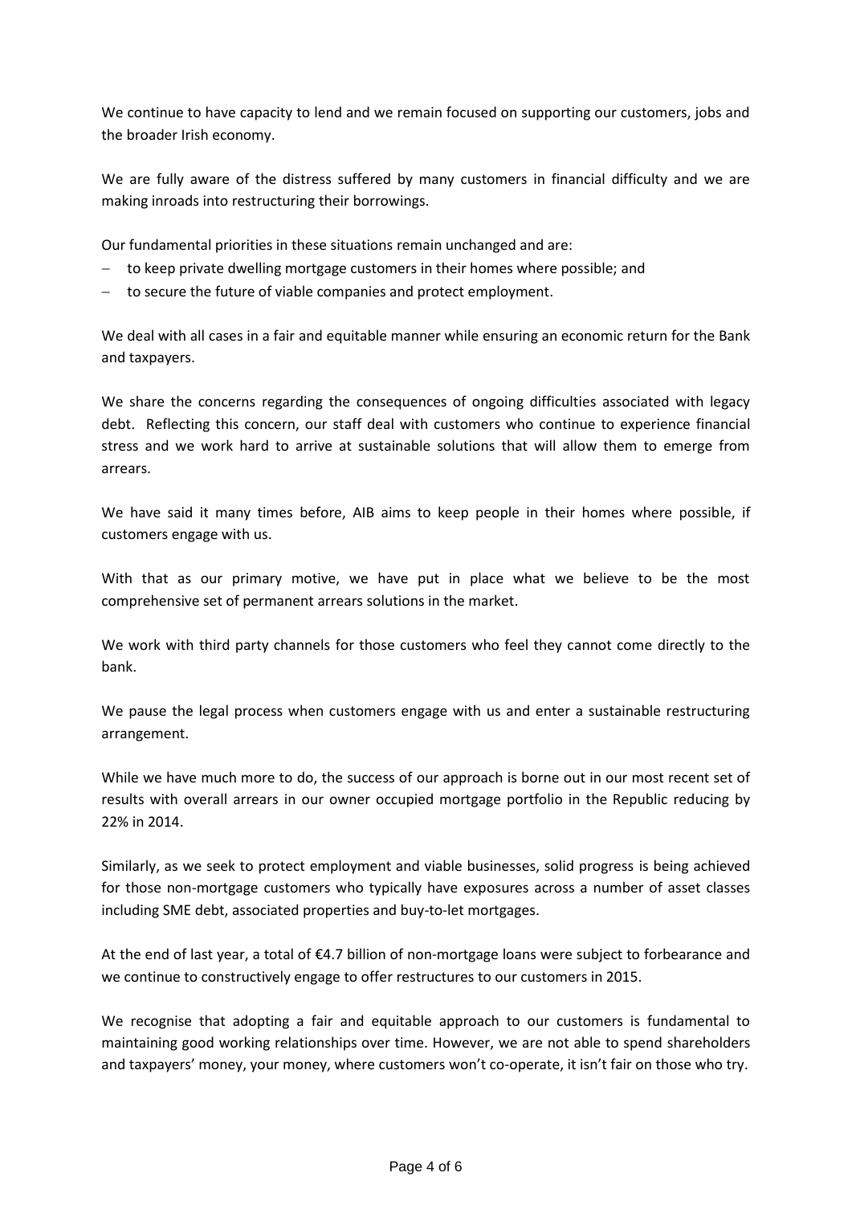We continue to have capacity to lend and we remain focused on supporting our customers, jobs and the broader Irish economy.

We are fully aware of the distress suffered by many customers in financial difficulty and we are making inroads into restructuring their borrowings.

Our fundamental priorities in these situations remain unchanged and are:

- to keep private dwelling mortgage customers in their homes where possible; and
- to secure the future of viable companies and protect employment.

We deal with all cases in a fair and equitable manner while ensuring an economic return for the Bank and taxpayers.

We share the concerns regarding the consequences of ongoing difficulties associated with legacy debt. Reflecting this concern, our staff deal with customers who continue to experience financial stress and we work hard to arrive at sustainable solutions that will allow them to emerge from arrears.

We have said it many times before, AIB aims to keep people in their homes where possible, if customers engage with us.

With that as our primary motive, we have put in place what we believe to be the most comprehensive set of permanent arrears solutions in the market.

We work with third party channels for those customers who feel they cannot come directly to the bank.

We pause the legal process when customers engage with us and enter a sustainable restructuring arrangement.

While we have much more to do, the success of our approach is borne out in our most recent set of results with overall arrears in our owner occupied mortgage portfolio in the Republic reducing by 22% in 2014.

Similarly, as we seek to protect employment and viable businesses, solid progress is being achieved for those non-mortgage customers who typically have exposures across a number of asset classes including SME debt, associated properties and buy-to-let mortgages.

At the end of last year, a total of €4.7 billion of non-mortgage loans were subject to forbearance and we continue to constructively engage to offer restructures to our customers in 2015.

We recognise that adopting a fair and equitable approach to our customers is fundamental to maintaining good working relationships over time. However, we are not able to spend shareholders and taxpayers' money, your money, where customers won't co-operate, it isn't fair on those who try.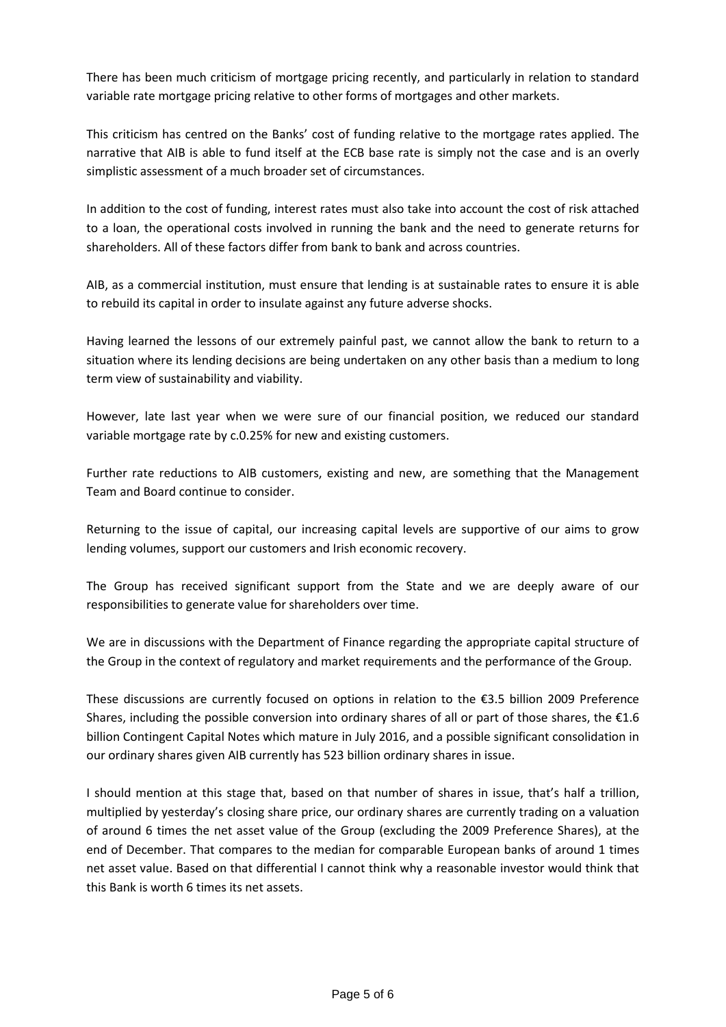There has been much criticism of mortgage pricing recently, and particularly in relation to standard variable rate mortgage pricing relative to other forms of mortgages and other markets.

This criticism has centred on the Banks' cost of funding relative to the mortgage rates applied. The narrative that AIB is able to fund itself at the ECB base rate is simply not the case and is an overly simplistic assessment of a much broader set of circumstances.

In addition to the cost of funding, interest rates must also take into account the cost of risk attached to a loan, the operational costs involved in running the bank and the need to generate returns for shareholders. All of these factors differ from bank to bank and across countries.

AIB, as a commercial institution, must ensure that lending is at sustainable rates to ensure it is able to rebuild its capital in order to insulate against any future adverse shocks.

Having learned the lessons of our extremely painful past, we cannot allow the bank to return to a situation where its lending decisions are being undertaken on any other basis than a medium to long term view of sustainability and viability.

However, late last year when we were sure of our financial position, we reduced our standard variable mortgage rate by c.0.25% for new and existing customers.

Further rate reductions to AIB customers, existing and new, are something that the Management Team and Board continue to consider.

Returning to the issue of capital, our increasing capital levels are supportive of our aims to grow lending volumes, support our customers and Irish economic recovery.

The Group has received significant support from the State and we are deeply aware of our responsibilities to generate value for shareholders over time.

We are in discussions with the Department of Finance regarding the appropriate capital structure of the Group in the context of regulatory and market requirements and the performance of the Group.

These discussions are currently focused on options in relation to the €3.5 billion 2009 Preference Shares, including the possible conversion into ordinary shares of all or part of those shares, the €1.6 billion Contingent Capital Notes which mature in July 2016, and a possible significant consolidation in our ordinary shares given AIB currently has 523 billion ordinary shares in issue.

I should mention at this stage that, based on that number of shares in issue, that's half a trillion, multiplied by yesterday's closing share price, our ordinary shares are currently trading on a valuation of around 6 times the net asset value of the Group (excluding the 2009 Preference Shares), at the end of December. That compares to the median for comparable European banks of around 1 times net asset value. Based on that differential I cannot think why a reasonable investor would think that this Bank is worth 6 times its net assets.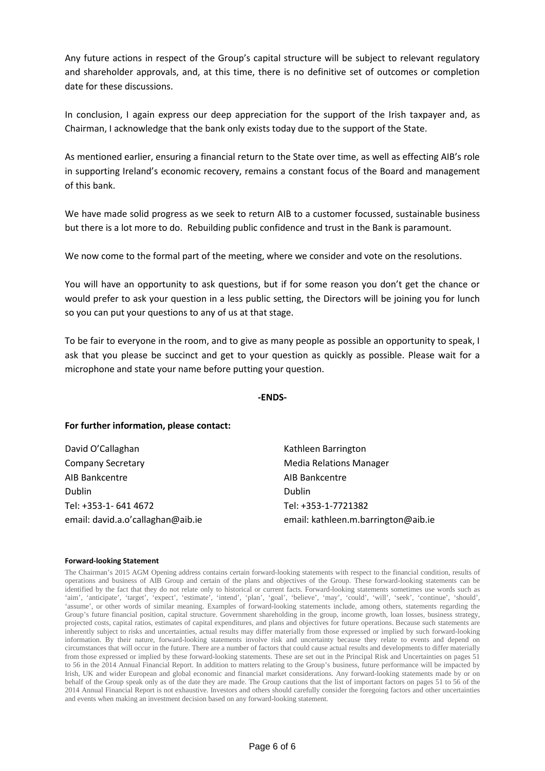Any future actions in respect of the Group's capital structure will be subject to relevant regulatory and shareholder approvals, and, at this time, there is no definitive set of outcomes or completion date for these discussions.

In conclusion, I again express our deep appreciation for the support of the Irish taxpayer and, as Chairman, I acknowledge that the bank only exists today due to the support of the State.

As mentioned earlier, ensuring a financial return to the State over time, as well as effecting AIB's role in supporting Ireland's economic recovery, remains a constant focus of the Board and management of this bank.

We have made solid progress as we seek to return AIB to a customer focussed, sustainable business but there is a lot more to do. Rebuilding public confidence and trust in the Bank is paramount.

We now come to the formal part of the meeting, where we consider and vote on the resolutions.

You will have an opportunity to ask questions, but if for some reason you don't get the chance or would prefer to ask your question in a less public setting, the Directors will be joining you for lunch so you can put your questions to any of us at that stage.

To be fair to everyone in the room, and to give as many people as possible an opportunity to speak, I ask that you please be succinct and get to your question as quickly as possible. Please wait for a microphone and state your name before putting your question.

**-ENDS-**

**For further information, please contact:**

David O'Callaghan
Company Secretary
AIB Bankcentre
Dublin
Tel: +353-1- 641 4672
email: david.a.o'callaghan@aib.ie

Kathleen Barrington
Media Relations Manager
AIB Bankcentre
Dublin
Tel: +353-1-7721382
email: kathleen.m.barrington@aib.ie

**Forward-looking Statement**

The Chairman's 2015 AGM Opening address contains certain forward-looking statements with respect to the financial condition, results of operations and business of AIB Group and certain of the plans and objectives of the Group. These forward-looking statements can be identified by the fact that they do not relate only to historical or current facts. Forward-looking statements sometimes use words such as 'aim', 'anticipate', 'target', 'expect', 'estimate', 'intend', 'plan', 'goal', 'believe', 'may', 'could', 'will', 'seek', 'continue', 'should', 'assume', or other words of similar meaning. Examples of forward-looking statements include, among others, statements regarding the Group's future financial position, capital structure. Government shareholding in the group, income growth, loan losses, business strategy, projected costs, capital ratios, estimates of capital expenditures, and plans and objectives for future operations. Because such statements are inherently subject to risks and uncertainties, actual results may differ materially from those expressed or implied by such forward-looking information. By their nature, forward-looking statements involve risk and uncertainty because they relate to events and depend on circumstances that will occur in the future. There are a number of factors that could cause actual results and developments to differ materially from those expressed or implied by these forward-looking statements. These are set out in the Principal Risk and Uncertainties on pages 51 to 56 in the 2014 Annual Financial Report. In addition to matters relating to the Group's business, future performance will be impacted by Irish, UK and wider European and global economic and financial market considerations. Any forward-looking statements made by or on behalf of the Group speak only as of the date they are made. The Group cautions that the list of important factors on pages 51 to 56 of the 2014 Annual Financial Report is not exhaustive. Investors and others should carefully consider the foregoing factors and other uncertainties and events when making an investment decision based on any forward-looking statement.